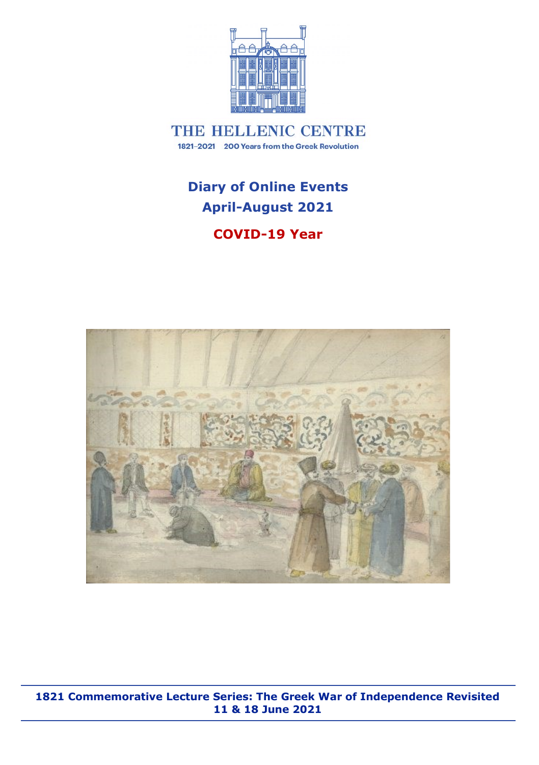THE HELLENIC CENTRE

1821–2021 200 Years from the Greek Revolution

# Diary of Online Events
# April-August 2021

## COVID-19 Year

**1821 Commemorative Lecture Series: The Greek War of Independence Revisited**
**11 & 18 June 2021**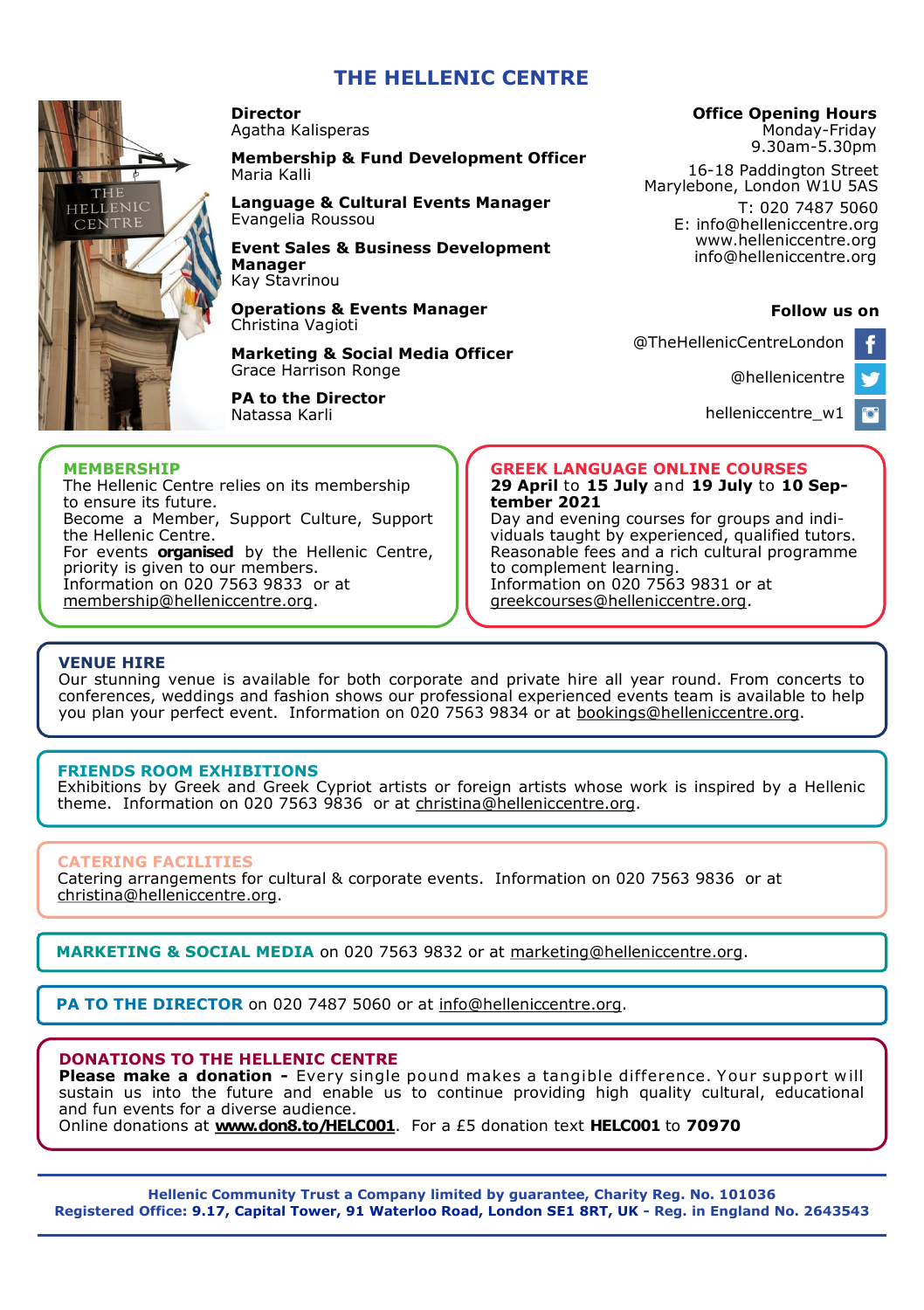# THE HELLENIC CENTRE

**Director**
Agatha Kalisperas

**Membership & Fund Development Officer**
Maria Kalli

**Language & Cultural Events Manager**
Evangelia Roussou

**Event Sales & Business Development Manager**
Kay Stavrinou

**Operations & Events Manager**
Christina Vagioti

**Marketing & Social Media Officer**
Grace Harrison Ronge

**PA to the Director**
Natassa Karli

**Office Opening Hours**
Monday-Friday
9.30am-5.30pm

16-18 Paddington Street
Marylebone, London W1U 5AS
T: 020 7487 5060
E: info@helleniccentre.org
www.helleniccentre.org
info@helleniccentre.org

**Follow us on**

@TheHellenicCentreLondon

@hellenicentre

helleniccentre_w1

## MEMBERSHIP

The Hellenic Centre relies on its membership to ensure its future.
Become a Member, Support Culture, Support the Hellenic Centre.
For events **organised** by the Hellenic Centre, priority is given to our members.
Information on 020 7563 9833 or at membership@helleniccentre.org.

## GREEK LANGUAGE ONLINE COURSES

**29 April** to **15 July** and **19 July** to **10 September 2021**
Day and evening courses for groups and individuals taught by experienced, qualified tutors.
Reasonable fees and a rich cultural programme to complement learning.
Information on 020 7563 9831 or at greekcourses@helleniccentre.org.

## VENUE HIRE

Our stunning venue is available for both corporate and private hire all year round. From concerts to conferences, weddings and fashion shows our professional experienced events team is available to help you plan your perfect event. Information on 020 7563 9834 or at bookings@helleniccentre.org.

## FRIENDS ROOM EXHIBITIONS

Exhibitions by Greek and Greek Cypriot artists or foreign artists whose work is inspired by a Hellenic theme. Information on 020 7563 9836 or at christina@helleniccentre.org.

## CATERING FACILITIES

Catering arrangements for cultural & corporate events. Information on 020 7563 9836 or at christina@helleniccentre.org.

**MARKETING & SOCIAL MEDIA** on 020 7563 9832 or at marketing@helleniccentre.org.

**PA TO THE DIRECTOR** on 020 7487 5060 or at info@helleniccentre.org.

## DONATIONS TO THE HELLENIC CENTRE

**Please make a donation -** Every single pound makes a tangible difference. Your support will sustain us into the future and enable us to continue providing high quality cultural, educational and fun events for a diverse audience.
Online donations at **www.don8.to/HELC001**. For a £5 donation text **HELC001** to **70970**

**Hellenic Community Trust a Company limited by guarantee, Charity Reg. No. 101036**
**Registered Office: 9.17, Capital Tower, 91 Waterloo Road, London SE1 8RT, UK - Reg. in England No. 2643543**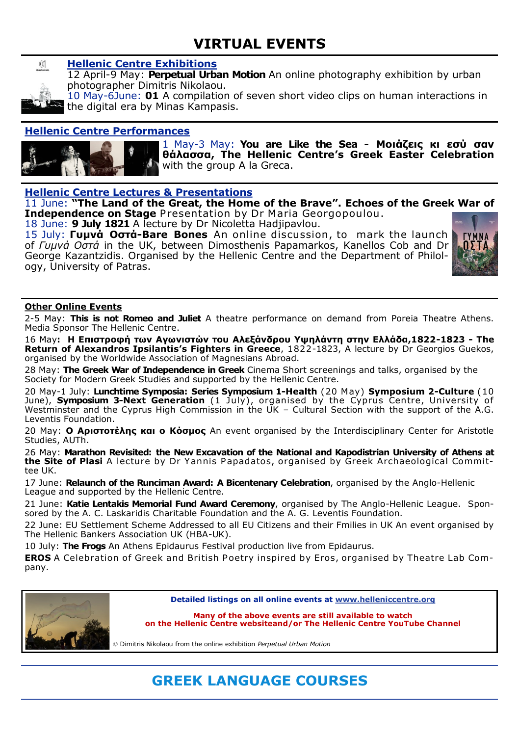# VIRTUAL EVENTS

## Hellenic Centre Exhibitions

12 April-9 May: **Perpetual Urban Motion** An online photography exhibition by urban photographer Dimitris Nikolaou.

10 May-6June: **01** A compilation of seven short video clips on human interactions in the digital era by Minas Kampasis.

## Hellenic Centre Performances

1 May-3 May: **You are Like the Sea - Μοιάζεις κι εσύ σαν θάλασσα, The Hellenic Centre's Greek Easter Celebration** with the group A la Greca.

## Hellenic Centre Lectures & Presentations

11 June: **"The Land of the Great, the Home of the Brave". Echoes of the Greek War of Independence on Stage** Presentation by Dr Maria Georgopoulou.

18 June: **9 July 1821** A lecture by Dr Nicoletta Hadjipavlou.

15 July: **Γυμνά Οστά-Bare Bones** An online discussion, to mark the launch of *Γυμνά Οστά* in the UK, between Dimosthenis Papamarkos, Kanellos Cob and Dr George Kazantzidis. Organised by the Hellenic Centre and the Department of Philology, University of Patras.

## Other Online Events

2-5 May: **This is not Romeo and Juliet** A theatre performance on demand from Poreia Theatre Athens. Media Sponsor The Hellenic Centre.

16 May**: Η Επιστροφή των Αγωνιστών του Αλεξάνδρου Υψηλάντη στην Ελλάδα,1822-1823 - The Return of Alexandros Ipsilantis's Fighters in Greece**, 1822-1823, A lecture by Dr Georgios Guekos, organised by the Worldwide Association of Magnesians Abroad.

28 May: **The Greek War of Independence in Greek** Cinema Short screenings and talks, organised by the Society for Modern Greek Studies and supported by the Hellenic Centre.

20 May-1 July: **Lunchtime Symposia: Series Symposium 1-Health** (20 May) **Symposium 2-Culture** (10 June), **Symposium 3-Next Generation** (1 July), organised by the Cyprus Centre, University of Westminster and the Cyprus High Commission in the UK – Cultural Section with the support of the A.G. Leventis Foundation.

20 May: **Ο Αριστοτέλης και ο Κόσμος** An event organised by the Interdisciplinary Center for Aristotle Studies, AUTh.

26 May: **Marathon Revisited: the New Excavation of the National and Kapodistrian University of Athens at the Site of Plasi** A lecture by Dr Yannis Papadatos, organised by Greek Archaeological Committee UK.

17 June: **Relaunch of the Runciman Award: A Bicentenary Celebration**, organised by the Anglo-Hellenic League and supported by the Hellenic Centre.

21 June: **Katie Lentakis Memorial Fund Award Ceremony**, organised by The Anglo-Hellenic League. Sponsored by the A. C. Laskaridis Charitable Foundation and the A. G. Leventis Foundation.

22 June: EU Settlement Scheme Addressed to all EU Citizens and their Fmilies in UK An event organised by The Hellenic Bankers Association UK (HBA-UK).

10 July: **The Frogs** An Athens Epidaurus Festival production live from Epidaurus.

**EROS** A Celebration of Greek and British Poetry inspired by Eros, organised by Theatre Lab Company.

**Detailed listings on all online events at www.helleniccentre.org**

**Many of the above events are still available to watch on the Hellenic Centre websiteand/or The Hellenic Centre YouTube Channel**

© Dimitris Nikolaou from the online exhibition *Perpetual Urban Motion*

# GREEK LANGUAGE COURSES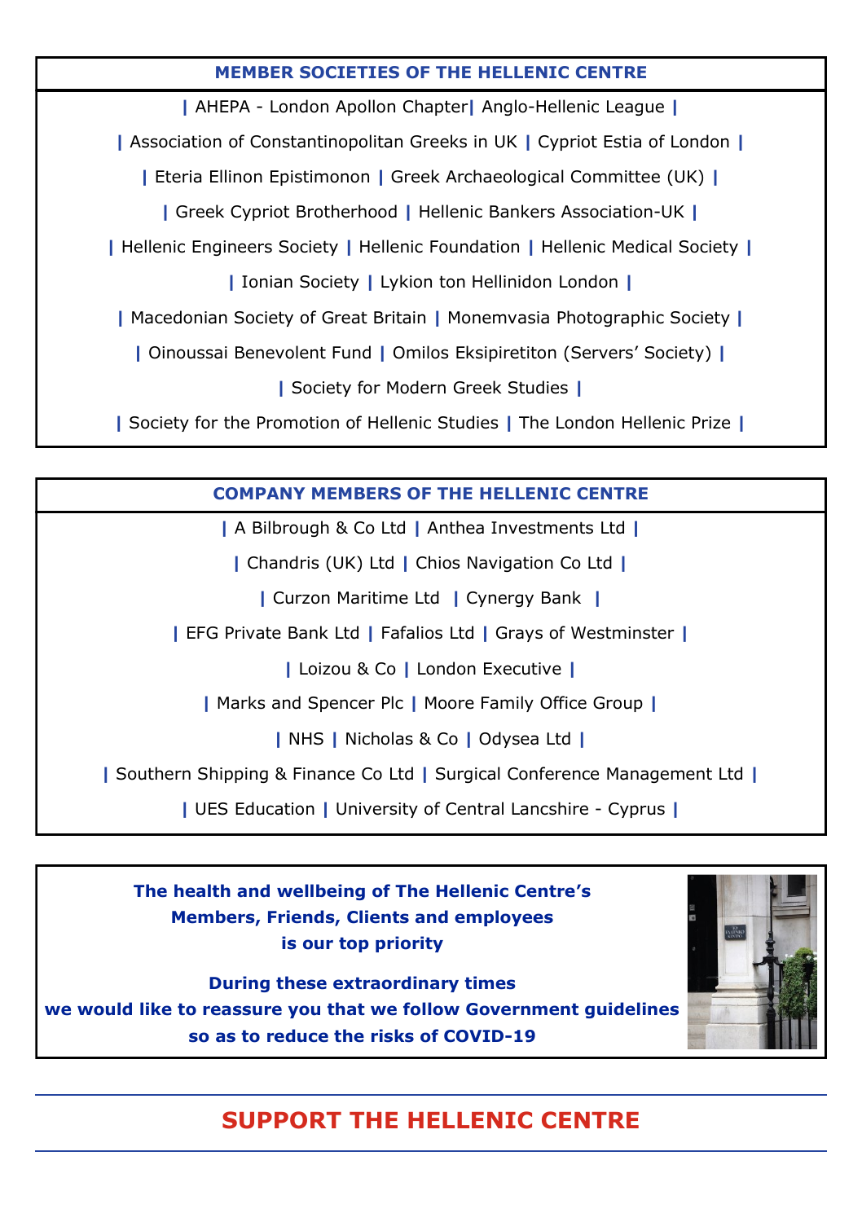## MEMBER SOCIETIES OF THE HELLENIC CENTRE

| AHEPA - London Apollon Chapter| Anglo-Hellenic League |

| Association of Constantinopolitan Greeks in UK | Cypriot Estia of London |

| Eteria Ellinon Epistimonon | Greek Archaeological Committee (UK) |

| Greek Cypriot Brotherhood | Hellenic Bankers Association-UK |

| Hellenic Engineers Society | Hellenic Foundation | Hellenic Medical Society |

| Ionian Society | Lykion ton Hellinidon London |

| Macedonian Society of Great Britain | Monemvasia Photographic Society |

| Oinoussai Benevolent Fund | Omilos Eksipiretiton (Servers' Society) |

| Society for Modern Greek Studies |

| Society for the Promotion of Hellenic Studies | The London Hellenic Prize |

## COMPANY MEMBERS OF THE HELLENIC CENTRE

| A Bilbrough & Co Ltd | Anthea Investments Ltd |

| Chandris (UK) Ltd | Chios Navigation Co Ltd |

| Curzon Maritime Ltd | Cynergy Bank |

| EFG Private Bank Ltd | Fafalios Ltd | Grays of Westminster |

| Loizou & Co | London Executive |

| Marks and Spencer Plc | Moore Family Office Group |

| NHS | Nicholas & Co | Odysea Ltd |

| Southern Shipping & Finance Co Ltd | Surgical Conference Management Ltd |

| UES Education | University of Central Lancshire - Cyprus |

**The health and wellbeing of The Hellenic Centre's Members, Friends, Clients and employees is our top priority**

**During these extraordinary times we would like to reassure you that we follow Government guidelines so as to reduce the risks of COVID-19**

## SUPPORT THE HELLENIC CENTRE